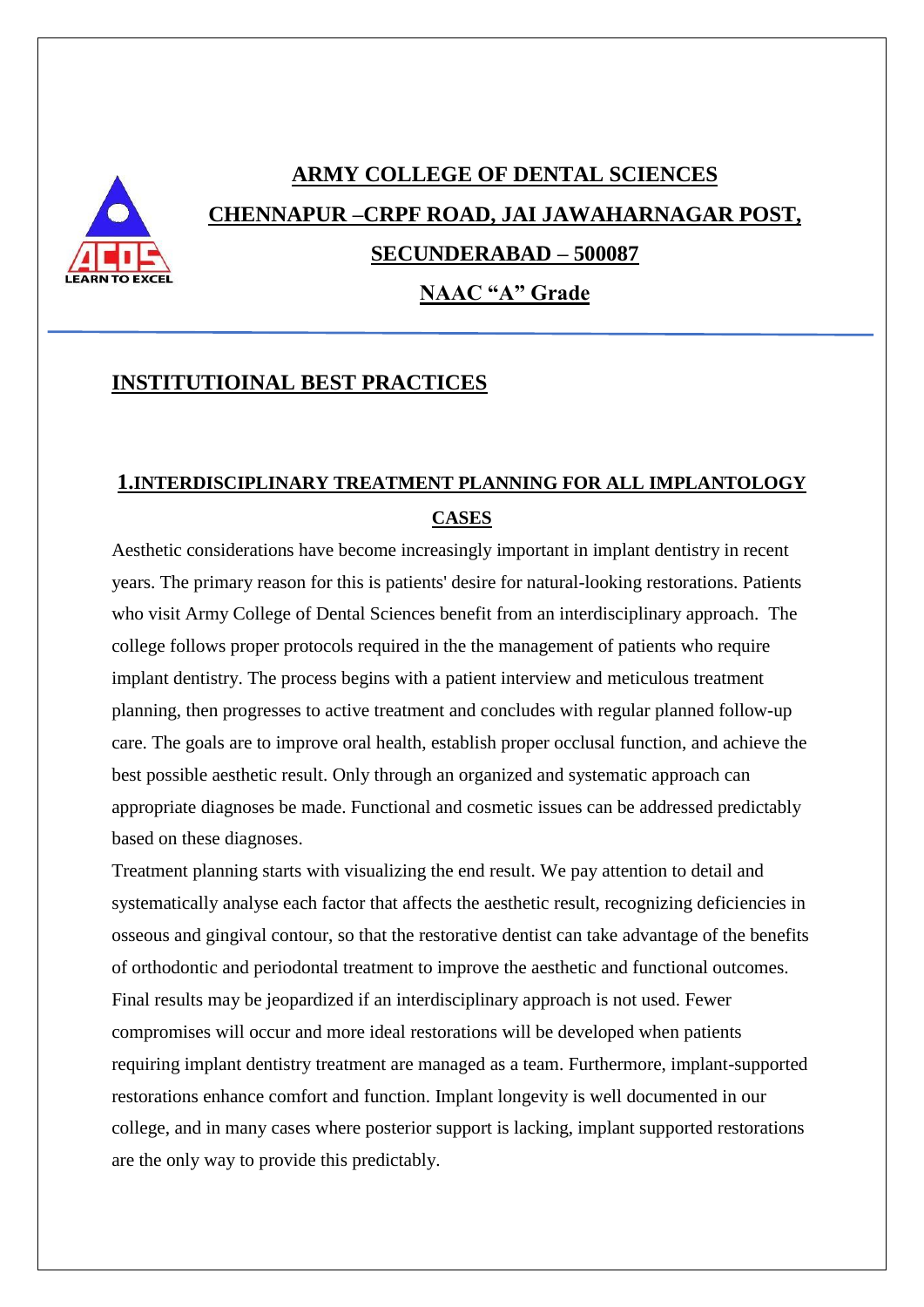# ARMY COLLEGE OF DENTAL SCIENCES

## CHENNAPUR –CRPF ROAD, JAI JAWAHARNAGAR POST, SECUNDERABAD – 500087

## NAAC "A" Grade

## INSTITUTIOINAL BEST PRACTICES

### 1.INTERDISCIPLINARY TREATMENT PLANNING FOR ALL IMPLANTOLOGY CASES

Aesthetic considerations have become increasingly important in implant dentistry in recent years. The primary reason for this is patients' desire for natural-looking restorations. Patients who visit Army College of Dental Sciences benefit from an interdisciplinary approach. The college follows proper protocols required in the the management of patients who require implant dentistry. The process begins with a patient interview and meticulous treatment planning, then progresses to active treatment and concludes with regular planned follow-up care. The goals are to improve oral health, establish proper occlusal function, and achieve the best possible aesthetic result. Only through an organized and systematic approach can appropriate diagnoses be made. Functional and cosmetic issues can be addressed predictably based on these diagnoses.

Treatment planning starts with visualizing the end result. We pay attention to detail and systematically analyse each factor that affects the aesthetic result, recognizing deficiencies in osseous and gingival contour, so that the restorative dentist can take advantage of the benefits of orthodontic and periodontal treatment to improve the aesthetic and functional outcomes. Final results may be jeopardized if an interdisciplinary approach is not used. Fewer compromises will occur and more ideal restorations will be developed when patients requiring implant dentistry treatment are managed as a team. Furthermore, implant-supported restorations enhance comfort and function. Implant longevity is well documented in our college, and in many cases where posterior support is lacking, implant supported restorations are the only way to provide this predictably.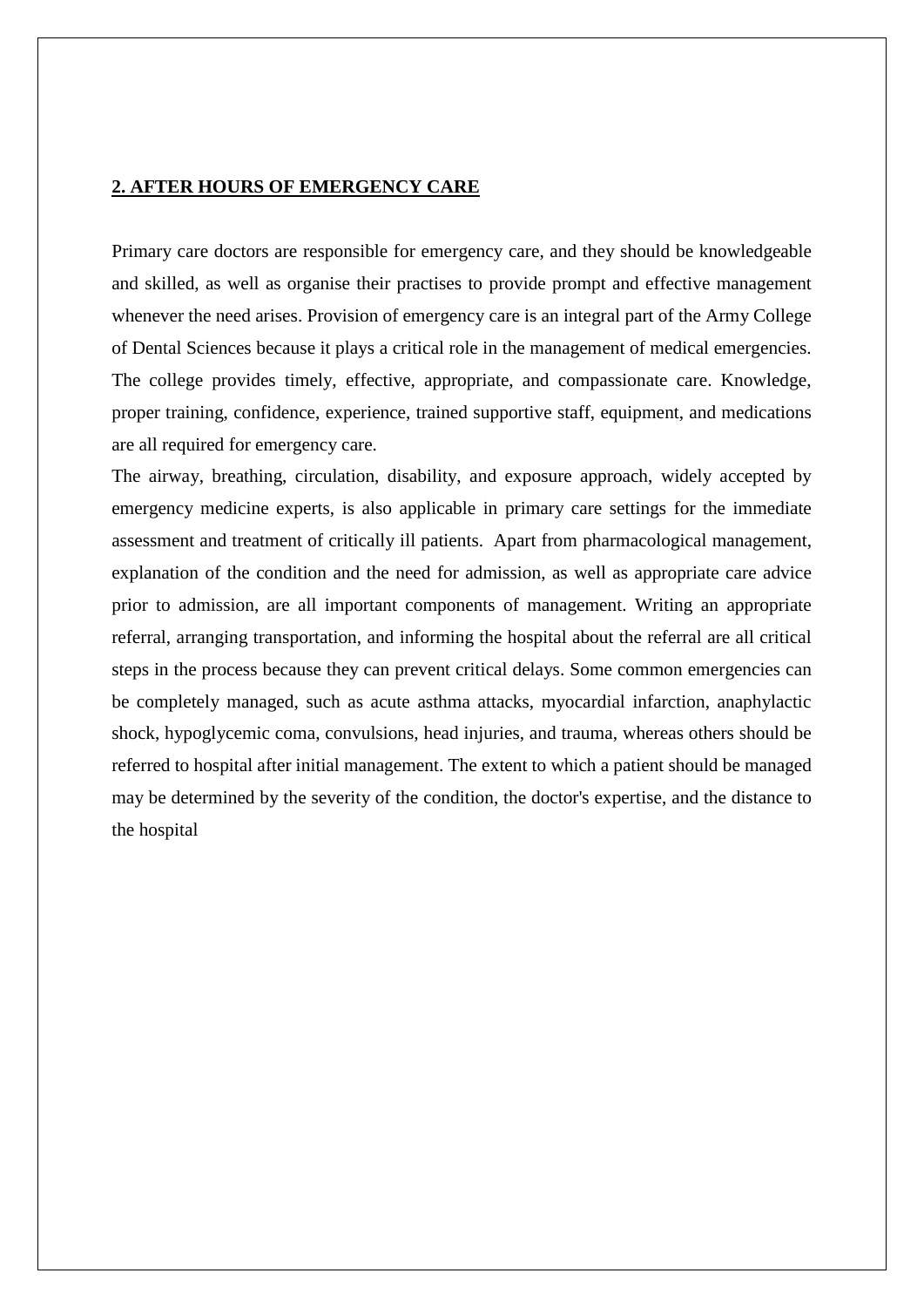## 2. AFTER HOURS OF EMERGENCY CARE

Primary care doctors are responsible for emergency care, and they should be knowledgeable and skilled, as well as organise their practises to provide prompt and effective management whenever the need arises. Provision of emergency care is an integral part of the Army College of Dental Sciences because it plays a critical role in the management of medical emergencies. The college provides timely, effective, appropriate, and compassionate care. Knowledge, proper training, confidence, experience, trained supportive staff, equipment, and medications are all required for emergency care.

The airway, breathing, circulation, disability, and exposure approach, widely accepted by emergency medicine experts, is also applicable in primary care settings for the immediate assessment and treatment of critically ill patients. Apart from pharmacological management, explanation of the condition and the need for admission, as well as appropriate care advice prior to admission, are all important components of management. Writing an appropriate referral, arranging transportation, and informing the hospital about the referral are all critical steps in the process because they can prevent critical delays. Some common emergencies can be completely managed, such as acute asthma attacks, myocardial infarction, anaphylactic shock, hypoglycemic coma, convulsions, head injuries, and trauma, whereas others should be referred to hospital after initial management. The extent to which a patient should be managed may be determined by the severity of the condition, the doctor's expertise, and the distance to the hospital